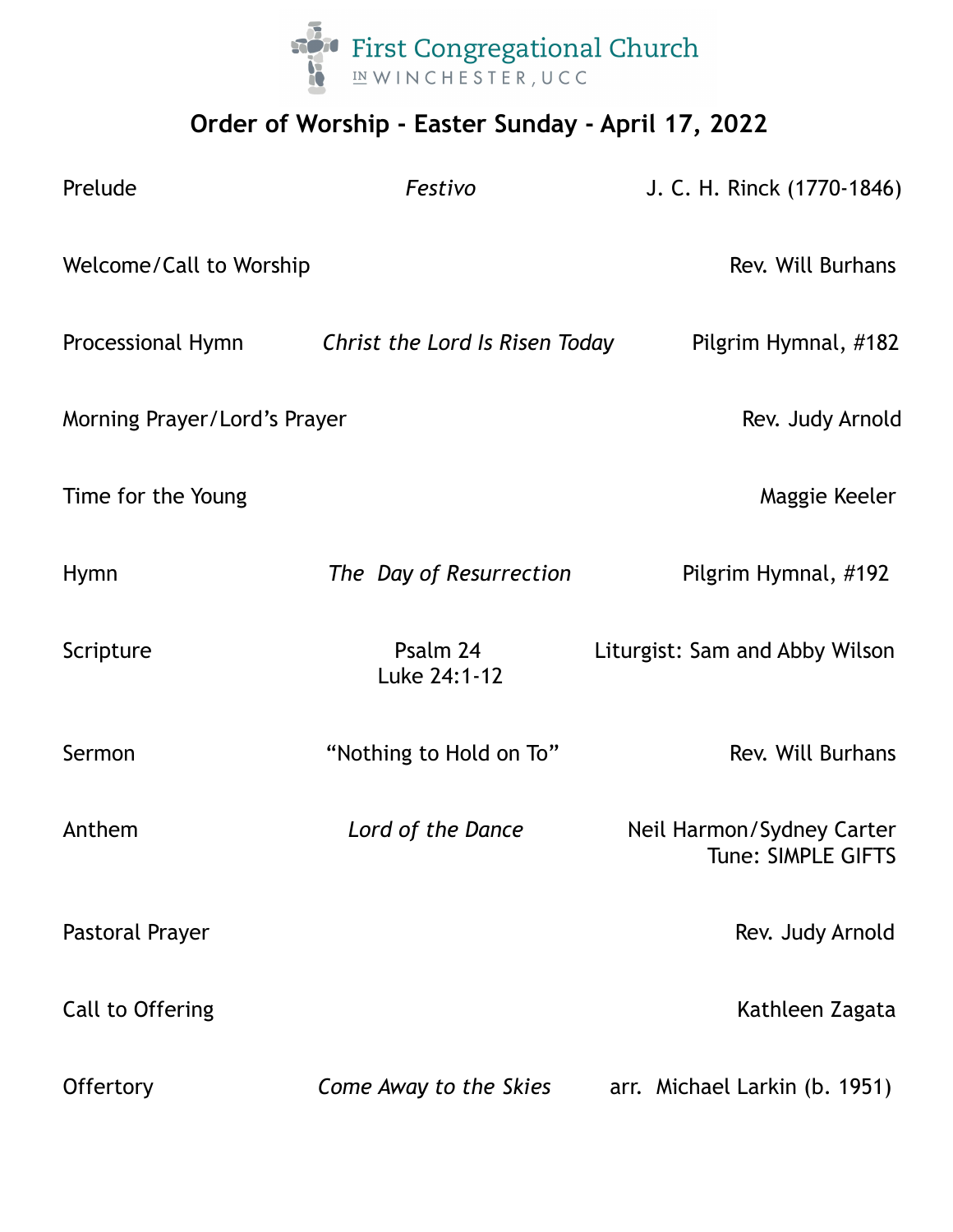First Congregational Church in Winchester, UCC

## Order of Worship - Easter Sunday - April 17, 2022

| | | |
|---|---|---|
| Prelude | *Festivo* | J. C. H. Rinck (1770-1846) |
| Welcome/Call to Worship | | Rev. Will Burhans |
| Processional Hymn | *Christ the Lord Is Risen Today* | Pilgrim Hymnal, #182 |
| Morning Prayer/Lord's Prayer | | Rev. Judy Arnold |
| Time for the Young | | Maggie Keeler |
| Hymn | *The Day of Resurrection* | Pilgrim Hymnal, #192 |
| Scripture | Psalm 24<br>Luke 24:1-12 | Liturgist: Sam and Abby Wilson |
| Sermon | "Nothing to Hold on To" | Rev. Will Burhans |
| Anthem | *Lord of the Dance* | Neil Harmon/Sydney Carter<br>Tune: SIMPLE GIFTS |
| Pastoral Prayer | | Rev. Judy Arnold |
| Call to Offering | | Kathleen Zagata |
| Offertory | *Come Away to the Skies* | arr. Michael Larkin (b. 1951) |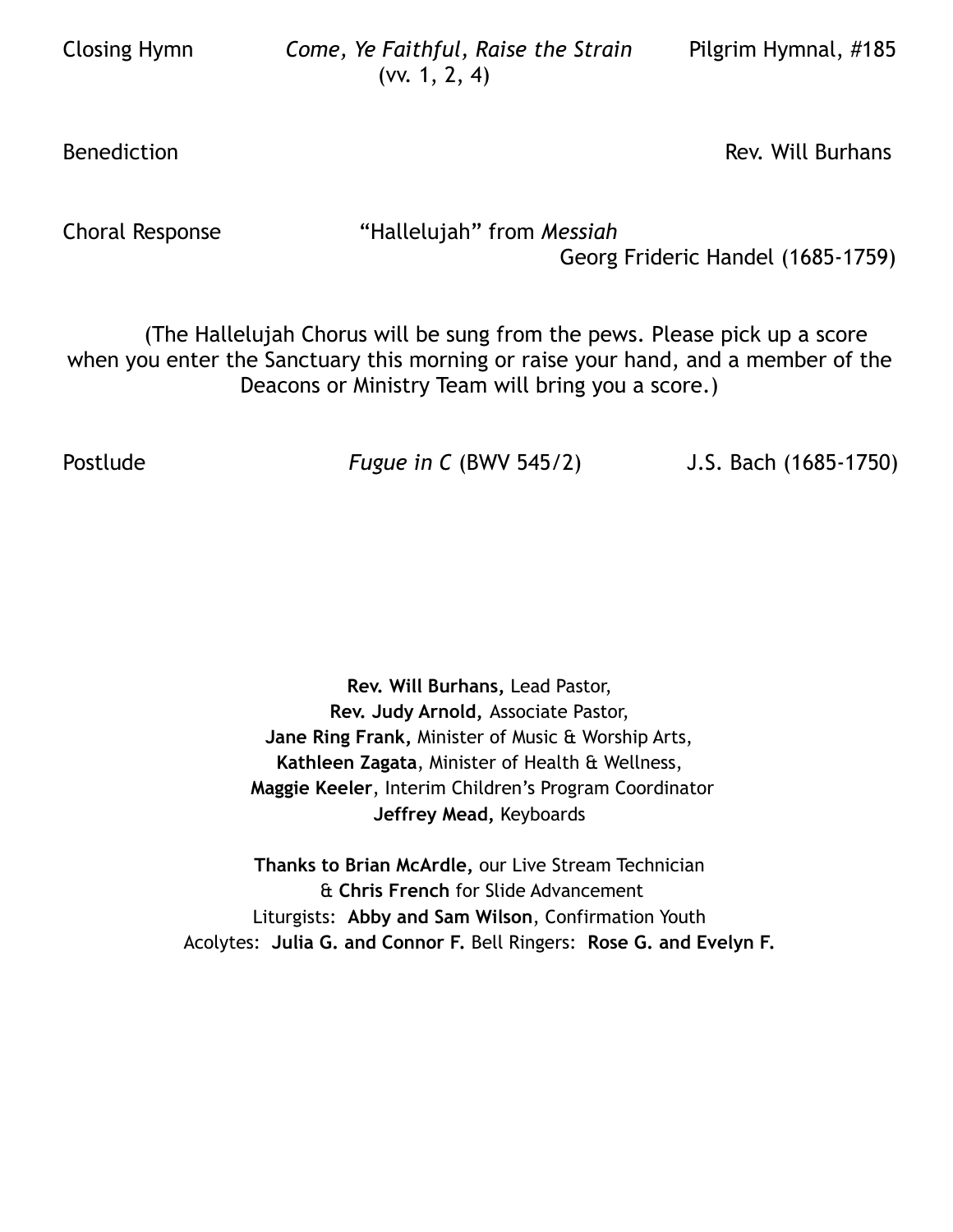Closing Hymn *Come, Ye Faithful, Raise the Strain* Pilgrim Hymnal, #185
(vv. 1, 2, 4)

Benediction Rev. Will Burhans

Choral Response "Hallelujah" from *Messiah*
Georg Frideric Handel (1685-1759)

(The Hallelujah Chorus will be sung from the pews. Please pick up a score when you enter the Sanctuary this morning or raise your hand, and a member of the Deacons or Ministry Team will bring you a score.)

Postlude *Fugue in C* (BWV 545/2) J.S. Bach (1685-1750)

**Rev. Will Burhans,** Lead Pastor,
**Rev. Judy Arnold,** Associate Pastor,
**Jane Ring Frank,** Minister of Music & Worship Arts,
**Kathleen Zagata**, Minister of Health & Wellness,
**Maggie Keeler**, Interim Children's Program Coordinator
**Jeffrey Mead,** Keyboards

**Thanks to Brian McArdle,** our Live Stream Technician
& **Chris French** for Slide Advancement
Liturgists: **Abby and Sam Wilson**, Confirmation Youth
Acolytes: **Julia G. and Connor F.** Bell Ringers: **Rose G. and Evelyn F.**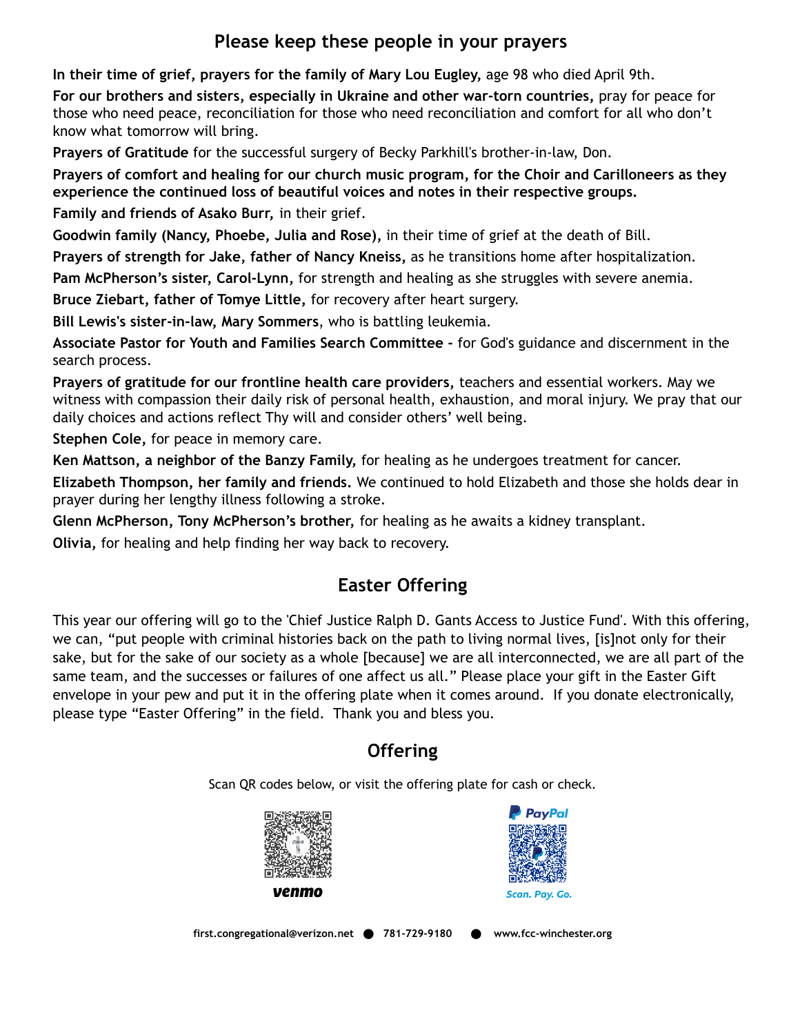## Please keep these people in your prayers

**In their time of grief, prayers for the family of Mary Lou Eugley,** age 98 who died April 9th.

**For our brothers and sisters, especially in Ukraine and other war-torn countries,** pray for peace for those who need peace, reconciliation for those who need reconciliation and comfort for all who don't know what tomorrow will bring.

**Prayers of Gratitude** for the successful surgery of Becky Parkhill's brother-in-law, Don.

**Prayers of comfort and healing for our church music program, for the Choir and Carilloneers as they experience the continued loss of beautiful voices and notes in their respective groups.**

**Family and friends of Asako Burr,** in their grief.

**Goodwin family (Nancy, Phoebe, Julia and Rose),** in their time of grief at the death of Bill.

**Prayers of strength for Jake, father of Nancy Kneiss,** as he transitions home after hospitalization.

**Pam McPherson's sister, Carol-Lynn,** for strength and healing as she struggles with severe anemia.

**Bruce Ziebart, father of Tomye Little,** for recovery after heart surgery.

**Bill Lewis's sister-in-law, Mary Sommers**, who is battling leukemia.

**Associate Pastor for Youth and Families Search Committee -** for God's guidance and discernment in the search process.

**Prayers of gratitude for our frontline health care providers,** teachers and essential workers. May we witness with compassion their daily risk of personal health, exhaustion, and moral injury. We pray that our daily choices and actions reflect Thy will and consider others' well being.

**Stephen Cole,** for peace in memory care.

**Ken Mattson, a neighbor of the Banzy Family,** for healing as he undergoes treatment for cancer.

**Elizabeth Thompson, her family and friends.** We continued to hold Elizabeth and those she holds dear in prayer during her lengthy illness following a stroke.

**Glenn McPherson, Tony McPherson's brother,** for healing as he awaits a kidney transplant.

**Olivia,** for healing and help finding her way back to recovery.

## Easter Offering

This year our offering will go to the 'Chief Justice Ralph D. Gants Access to Justice Fund'. With this offering, we can, "put people with criminal histories back on the path to living normal lives, [is]not only for their sake, but for the sake of our society as a whole [because] we are all interconnected, we are all part of the same team, and the successes or failures of one affect us all." Please place your gift in the Easter Gift envelope in your pew and put it in the offering plate when it comes around. If you donate electronically, please type "Easter Offering" in the field. Thank you and bless you.

## Offering

Scan QR codes below, or visit the offering plate for cash or check.

venmo

PayPal

Scan. Pay. Go.

first.congregational@verizon.net ● 781-729-9180 ● www.fcc-winchester.org